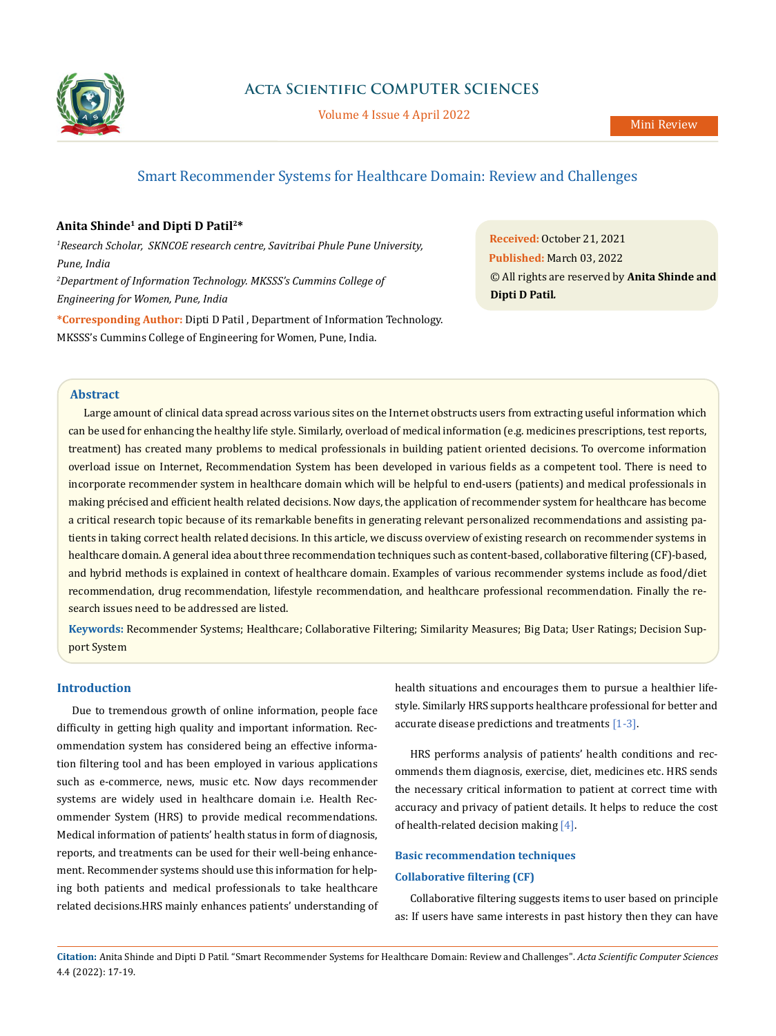Mini Review

# Smart Recommender Systems for Healthcare Domain: Review and Challenges

**Anita Shinde[1] and Dipti D Patil[2]***

*[1]Research Scholar, SKNCOE research centre, Savitribai Phule Pune University, Pune, India*

*[2]Department of Information Technology. MKSSS's Cummins College of Engineering for Women, Pune, India*

**\*Corresponding Author:** Dipti D Patil , Department of Information Technology. MKSSS's Cummins College of Engineering for Women, Pune, India.

**Received:** October 21, 2021
**Published:** March 03, 2022
© All rights are reserved by **Anita Shinde and Dipti D Patil.**

## Abstract

Large amount of clinical data spread across various sites on the Internet obstructs users from extracting useful information which can be used for enhancing the healthy life style. Similarly, overload of medical information (e.g. medicines prescriptions, test reports, treatment) has created many problems to medical professionals in building patient oriented decisions. To overcome information overload issue on Internet, Recommendation System has been developed in various fields as a competent tool. There is need to incorporate recommender system in healthcare domain which will be helpful to end-users (patients) and medical professionals in making précised and efficient health related decisions. Now days, the application of recommender system for healthcare has become a critical research topic because of its remarkable benefits in generating relevant personalized recommendations and assisting patients in taking correct health related decisions. In this article, we discuss overview of existing research on recommender systems in healthcare domain. A general idea about three recommendation techniques such as content-based, collaborative filtering (CF)-based, and hybrid methods is explained in context of healthcare domain. Examples of various recommender systems include as food/diet recommendation, drug recommendation, lifestyle recommendation, and healthcare professional recommendation. Finally the research issues need to be addressed are listed.

**Keywords:** Recommender Systems; Healthcare; Collaborative Filtering; Similarity Measures; Big Data; User Ratings; Decision Support System

## Introduction

Due to tremendous growth of online information, people face difficulty in getting high quality and important information. Recommendation system has considered being an effective information filtering tool and has been employed in various applications such as e-commerce, news, music etc. Now days recommender systems are widely used in healthcare domain i.e. Health Recommender System (HRS) to provide medical recommendations. Medical information of patients' health status in form of diagnosis, reports, and treatments can be used for their well-being enhancement. Recommender systems should use this information for helping both patients and medical professionals to take healthcare related decisions.HRS mainly enhances patients' understanding of health situations and encourages them to pursue a healthier lifestyle. Similarly HRS supports healthcare professional for better and accurate disease predictions and treatments [1-3].

HRS performs analysis of patients' health conditions and recommends them diagnosis, exercise, diet, medicines etc. HRS sends the necessary critical information to patient at correct time with accuracy and privacy of patient details. It helps to reduce the cost of health-related decision making [4].

### Basic recommendation techniques

### Collaborative filtering (CF)

Collaborative filtering suggests items to user based on principle as: If users have same interests in past history then they can have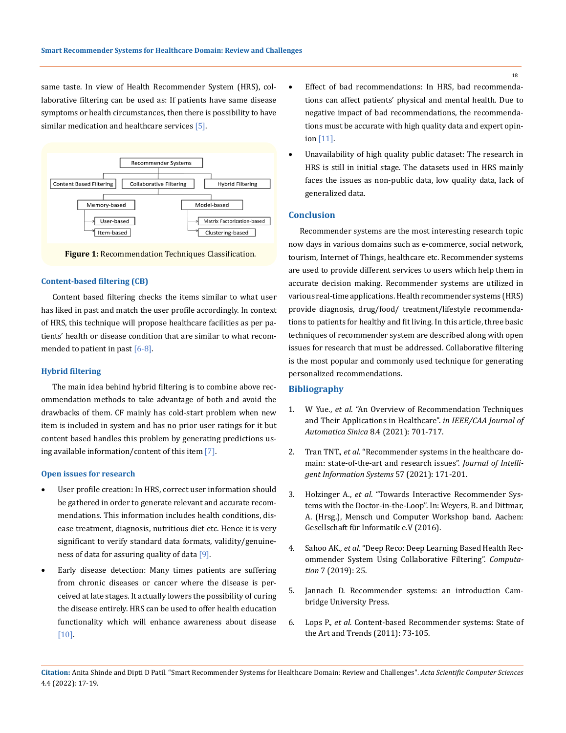same taste. In view of Health Recommender System (HRS), collaborative filtering can be used as: If patients have same disease symptoms or health circumstances, then there is possibility to have similar medication and healthcare services [5].

Figure 1: Recommendation Techniques Classification.

### Content-based filtering (CB)

Content based filtering checks the items similar to what user has liked in past and match the user profile accordingly. In context of HRS, this technique will propose healthcare facilities as per patients' health or disease condition that are similar to what recommended to patient in past [6-8].

### Hybrid filtering

The main idea behind hybrid filtering is to combine above recommendation methods to take advantage of both and avoid the drawbacks of them. CF mainly has cold-start problem when new item is included in system and has no prior user ratings for it but content based handles this problem by generating predictions using available information/content of this item [7].

### Open issues for research

- User profile creation: In HRS, correct user information should be gathered in order to generate relevant and accurate recommendations. This information includes health conditions, disease treatment, diagnosis, nutritious diet etc. Hence it is very significant to verify standard data formats, validity/genuineness of data for assuring quality of data [9].
- Early disease detection: Many times patients are suffering from chronic diseases or cancer where the disease is perceived at late stages. It actually lowers the possibility of curing the disease entirely. HRS can be used to offer health education functionality which will enhance awareness about disease [10].
- Effect of bad recommendations: In HRS, bad recommendations can affect patients' physical and mental health. Due to negative impact of bad recommendations, the recommendations must be accurate with high quality data and expert opinion [11].
- Unavailability of high quality public dataset: The research in HRS is still in initial stage. The datasets used in HRS mainly faces the issues as non-public data, low quality data, lack of generalized data.

## Conclusion

Recommender systems are the most interesting research topic now days in various domains such as e-commerce, social network, tourism, Internet of Things, healthcare etc. Recommender systems are used to provide different services to users which help them in accurate decision making. Recommender systems are utilized in various real-time applications. Health recommender systems (HRS) provide diagnosis, drug/food/ treatment/lifestyle recommendations to patients for healthy and fit living. In this article, three basic techniques of recommender system are described along with open issues for research that must be addressed. Collaborative filtering is the most popular and commonly used technique for generating personalized recommendations.

## Bibliography

1. W Yue., *et al.* "An Overview of Recommendation Techniques and Their Applications in Healthcare". *in IEEE/CAA Journal of Automatica Sinica* 8.4 (2021): 701-717.
2. Tran TNT., *et al*. "Recommender systems in the healthcare domain: state-of-the-art and research issues". *Journal of Intelligent Information Systems* 57 (2021): 171-201.
3. Holzinger A., *et al*. "Towards Interactive Recommender Systems with the Doctor-in-the-Loop". In: Weyers, B. and Dittmar, A. (Hrsg.), Mensch und Computer Workshop band. Aachen: Gesellschaft für Informatik e.V (2016).
4. Sahoo AK., *et al*. "Deep Reco: Deep Learning Based Health Recommender System Using Collaborative Filtering". *Computation* 7 (2019): 25.
5. Jannach D. Recommender systems: an introduction Cambridge University Press.
6. Lops P., *et al.* Content-based Recommender systems: State of the Art and Trends (2011): 73-105.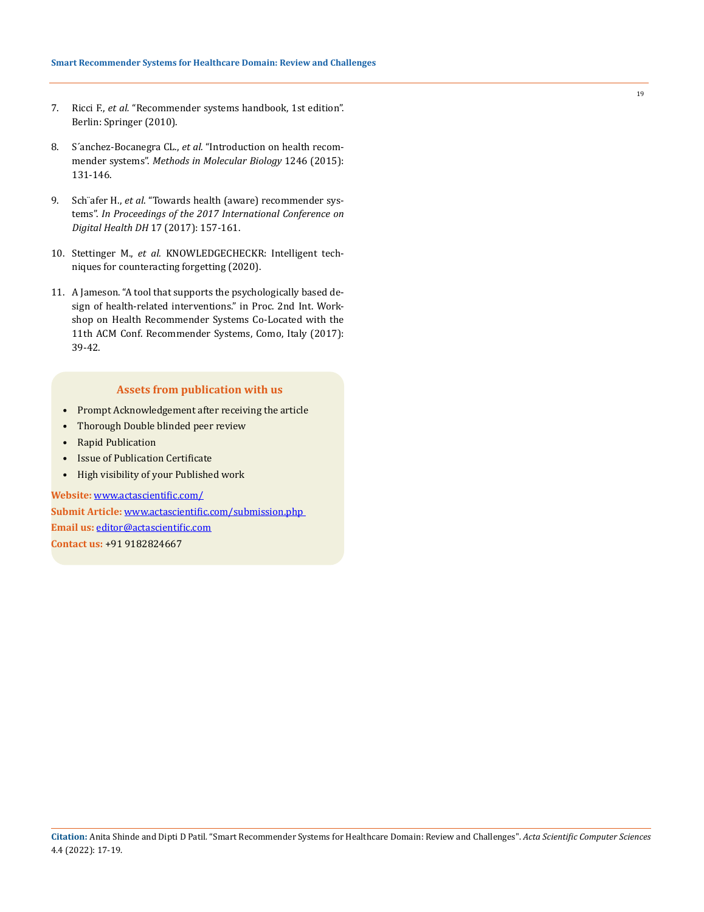7. Ricci F., *et al.* "Recommender systems handbook, 1st edition". Berlin: Springer (2010).

8. S´anchez-Bocanegra CL., *et al.* "Introduction on health recommender systems". *Methods in Molecular Biology* 1246 (2015): 131-146.

9. Sch¨afer H., *et al*. "Towards health (aware) recommender systems". *In Proceedings of the 2017 International Conference on Digital Health DH* 17 (2017): 157-161.

10. Stettinger M., *et al.* KNOWLEDGECHECKR: Intelligent techniques for counteracting forgetting (2020).

11. A Jameson. "A tool that supports the psychologically based design of health-related interventions." in Proc. 2nd Int. Workshop on Health Recommender Systems Co-Located with the 11th ACM Conf. Recommender Systems, Como, Italy (2017): 39-42.

**Assets from publication with us**

- Prompt Acknowledgement after receiving the article
- Thorough Double blinded peer review
- Rapid Publication
- Issue of Publication Certificate
- High visibility of your Published work

**Website:** www.actascientific.com/

**Submit Article:** www.actascientific.com/submission.php

**Email us:** editor@actascientific.com

**Contact us:** +91 9182824667